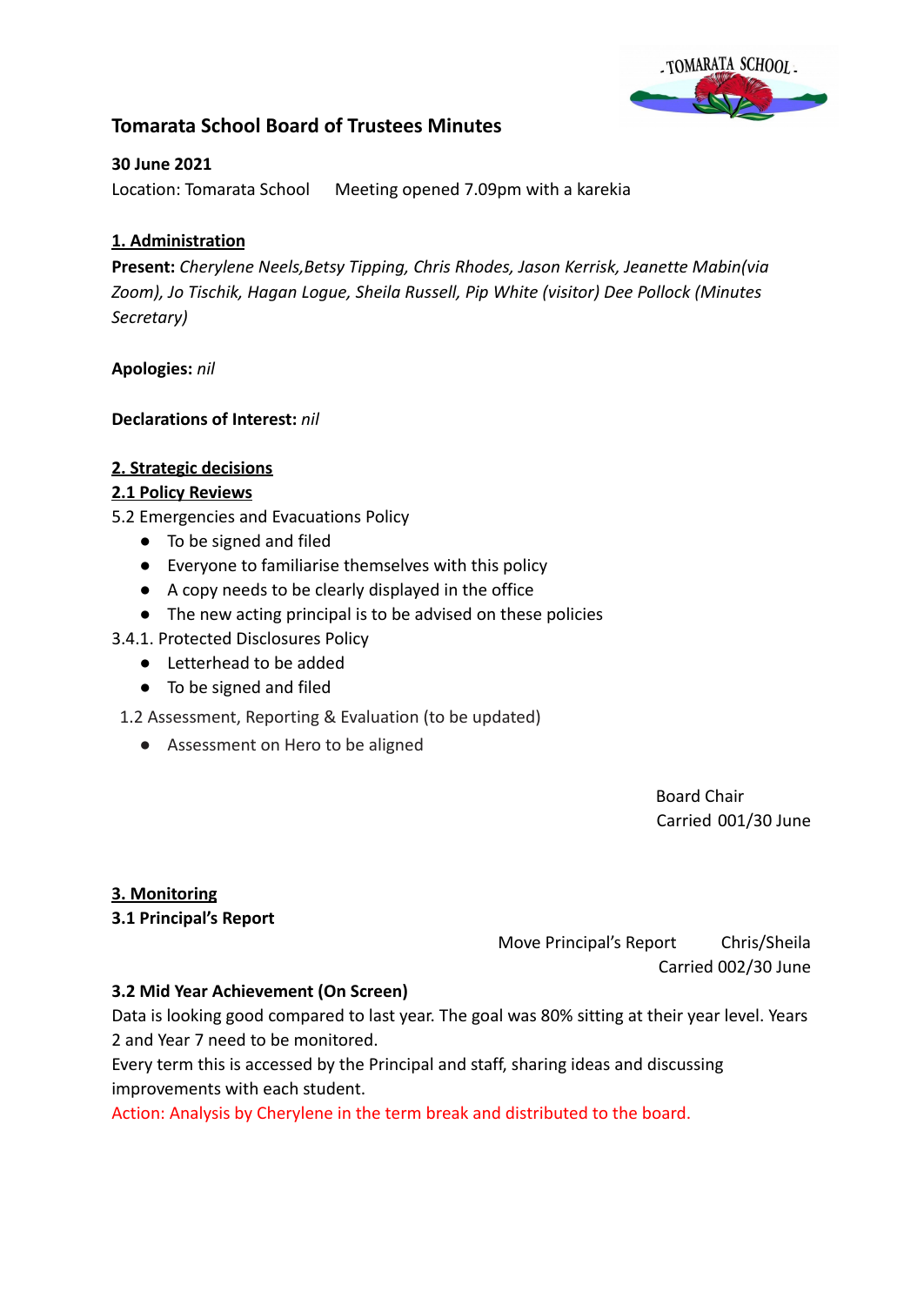# Tomarata School Board of Trustees Minutes

**30 June 2021**

Location: Tomarata School     Meeting opened 7.09pm with a karekia

## 1. Administration

**Present:** *Cherylene Neels,Betsy Tipping, Chris Rhodes, Jason Kerrisk, Jeanette Mabin(via Zoom), Jo Tischik, Hagan Logue, Sheila Russell, Pip White (visitor) Dee Pollock (Minutes Secretary)*

**Apologies:** *nil*

**Declarations of Interest:** *nil*

## 2. Strategic decisions

### 2.1 Policy Reviews

5.2 Emergencies and Evacuations Policy

- To be signed and filed
- Everyone to familiarise themselves with this policy
- A copy needs to be clearly displayed in the office
- The new acting principal is to be advised on these policies

3.4.1. Protected Disclosures Policy

- Letterhead to be added
- To be signed and filed

1.2 Assessment, Reporting & Evaluation (to be updated)

- Assessment on Hero to be aligned

Board Chair
Carried 001/30 June

## 3. Monitoring

### 3.1 Principal's Report

Move Principal's Report     Chris/Sheila
Carried 002/30 June

### 3.2 Mid Year Achievement (On Screen)

Data is looking good compared to last year. The goal was 80% sitting at their year level. Years 2 and Year 7 need to be monitored.

Every term this is accessed by the Principal and staff, sharing ideas and discussing improvements with each student.

Action: Analysis by Cherylene in the term break and distributed to the board.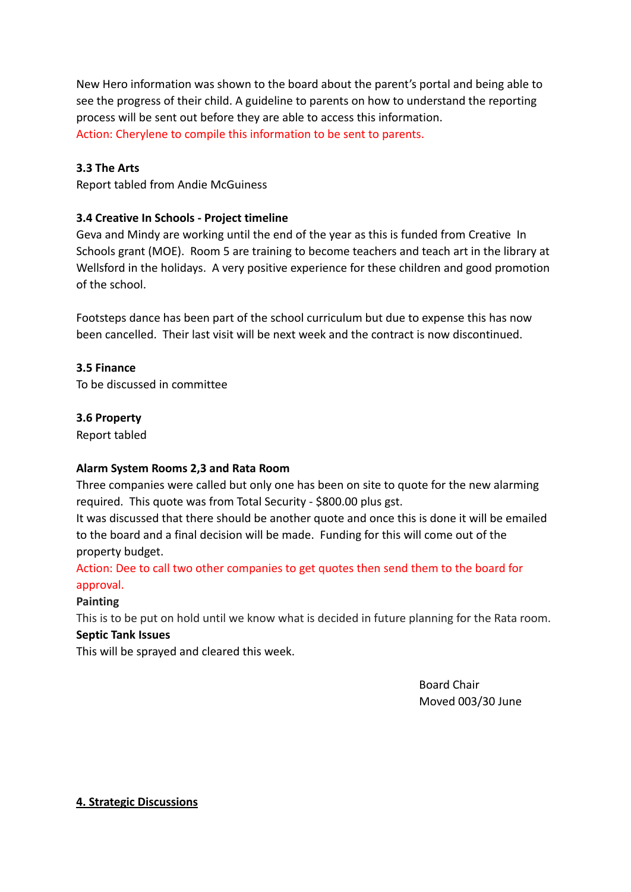New Hero information was shown to the board about the parent's portal and being able to see the progress of their child. A guideline to parents on how to understand the reporting process will be sent out before they are able to access this information.

Action: Cherylene to compile this information to be sent to parents.

**3.3 The Arts**

Report tabled from Andie McGuiness

**3.4 Creative In Schools - Project timeline**

Geva and Mindy are working until the end of the year as this is funded from Creative In Schools grant (MOE). Room 5 are training to become teachers and teach art in the library at Wellsford in the holidays. A very positive experience for these children and good promotion of the school.

Footsteps dance has been part of the school curriculum but due to expense this has now been cancelled. Their last visit will be next week and the contract is now discontinued.

**3.5 Finance**

To be discussed in committee

**3.6 Property**

Report tabled

**Alarm System Rooms 2,3 and Rata Room**

Three companies were called but only one has been on site to quote for the new alarming required. This quote was from Total Security - $800.00 plus gst.

It was discussed that there should be another quote and once this is done it will be emailed to the board and a final decision will be made. Funding for this will come out of the property budget.

Action: Dee to call two other companies to get quotes then send them to the board for approval.

**Painting**

This is to be put on hold until we know what is decided in future planning for the Rata room.

**Septic Tank Issues**

This will be sprayed and cleared this week.

Board Chair
Moved 003/30 June

## 4. Strategic Discussions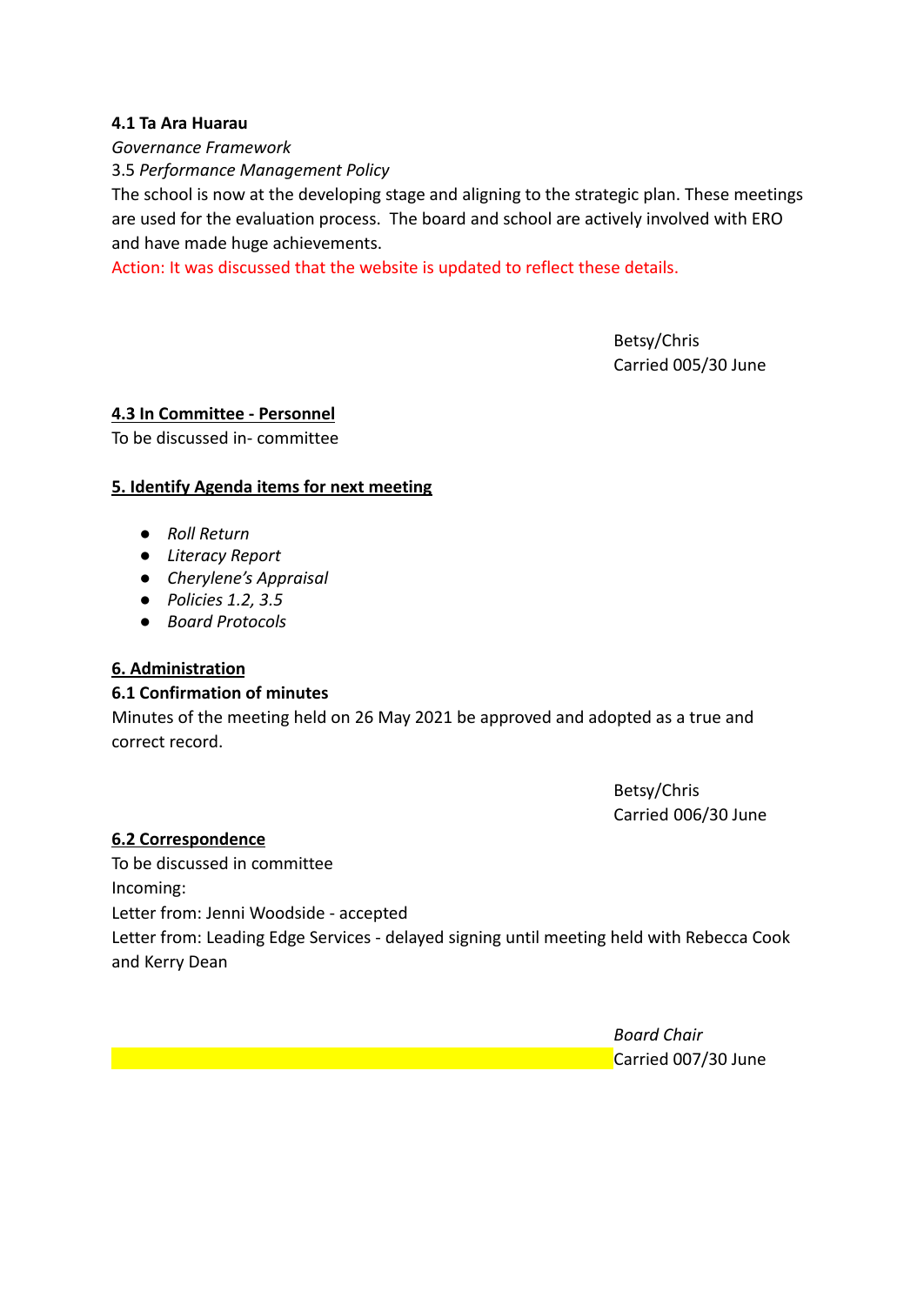**4.1 Ta Ara Huarau**

*Governance Framework*

3.5 *Performance Management Policy*

The school is now at the developing stage and aligning to the strategic plan. These meetings are used for the evaluation process. The board and school are actively involved with ERO and have made huge achievements.

Action: It was discussed that the website is updated to reflect these details.

Betsy/Chris
Carried 005/30 June

**4.3 In Committee - Personnel**

To be discussed in- committee

**5. Identify Agenda items for next meeting**

- *Roll Return*
- *Literacy Report*
- *Cherylene's Appraisal*
- *Policies 1.2, 3.5*
- *Board Protocols*

**6. Administration**

**6.1 Confirmation of minutes**

Minutes of the meeting held on 26 May 2021 be approved and adopted as a true and correct record.

Betsy/Chris
Carried 006/30 June

**6.2 Correspondence**

To be discussed in committee

Incoming:

Letter from: Jenni Woodside - accepted

Letter from: Leading Edge Services - delayed signing until meeting held with Rebecca Cook and Kerry Dean

*Board Chair*
Carried 007/30 June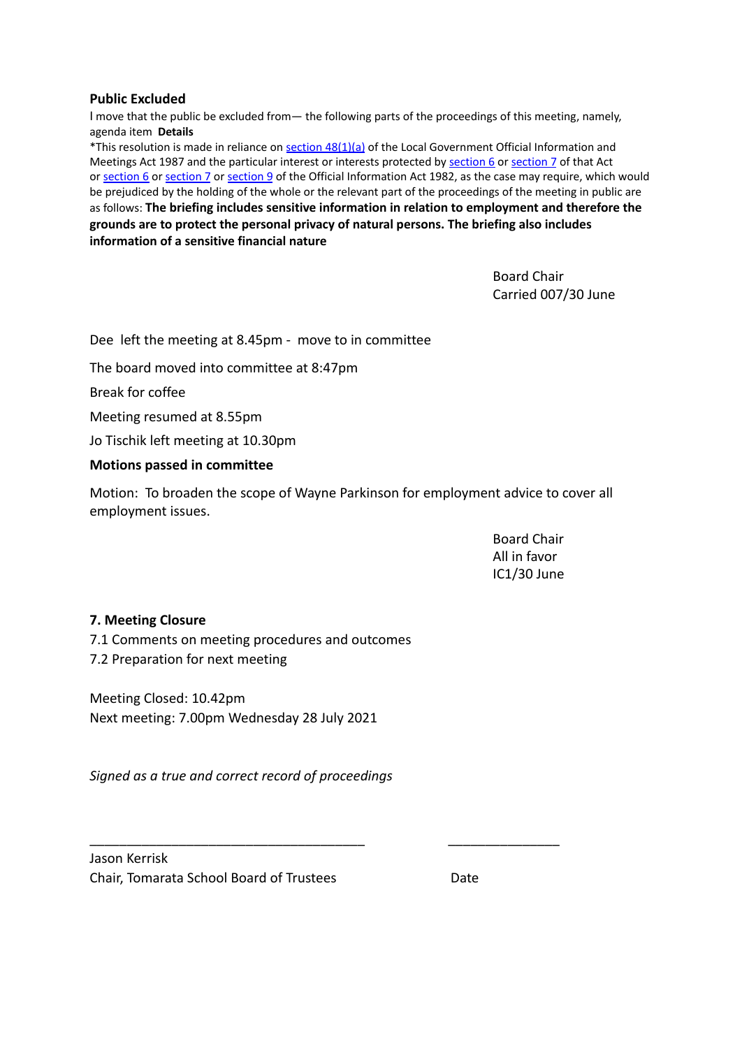**Public Excluded**

I move that the public be excluded from— the following parts of the proceedings of this meeting, namely, agenda item **Details**

*This resolution is made in reliance on section 48(1)(a) of the Local Government Official Information and Meetings Act 1987 and the particular interest or interests protected by section 6 or section 7 of that Act or section 6 or section 7 or section 9 of the Official Information Act 1982, as the case may require, which would be prejudiced by the holding of the whole or the relevant part of the proceedings of the meeting in public are as follows: **The briefing includes sensitive information in relation to employment and therefore the grounds are to protect the personal privacy of natural persons. The briefing also includes information of a sensitive financial nature**

Board Chair
Carried 007/30 June

Dee left the meeting at 8.45pm - move to in committee

The board moved into committee at 8:47pm

Break for coffee

Meeting resumed at 8.55pm

Jo Tischik left meeting at 10.30pm

**Motions passed in committee**

Motion: To broaden the scope of Wayne Parkinson for employment advice to cover all employment issues.

Board Chair
All in favor
IC1/30 June

**7. Meeting Closure**

7.1 Comments on meeting procedures and outcomes
7.2 Preparation for next meeting

Meeting Closed: 10.42pm
Next meeting: 7.00pm Wednesday 28 July 2021

*Signed as a true and correct record of proceedings*

\_\_\_\_\_\_\_\_\_\_\_\_\_\_\_\_\_\_\_\_\_\_\_\_\_\_\_\_\_\_\_\_\_\_\_\_\_\_ \_\_\_\_\_\_\_\_\_\_\_\_\_\_\_\_

Jason Kerrisk
Chair, Tomarata School Board of Trustees

Date